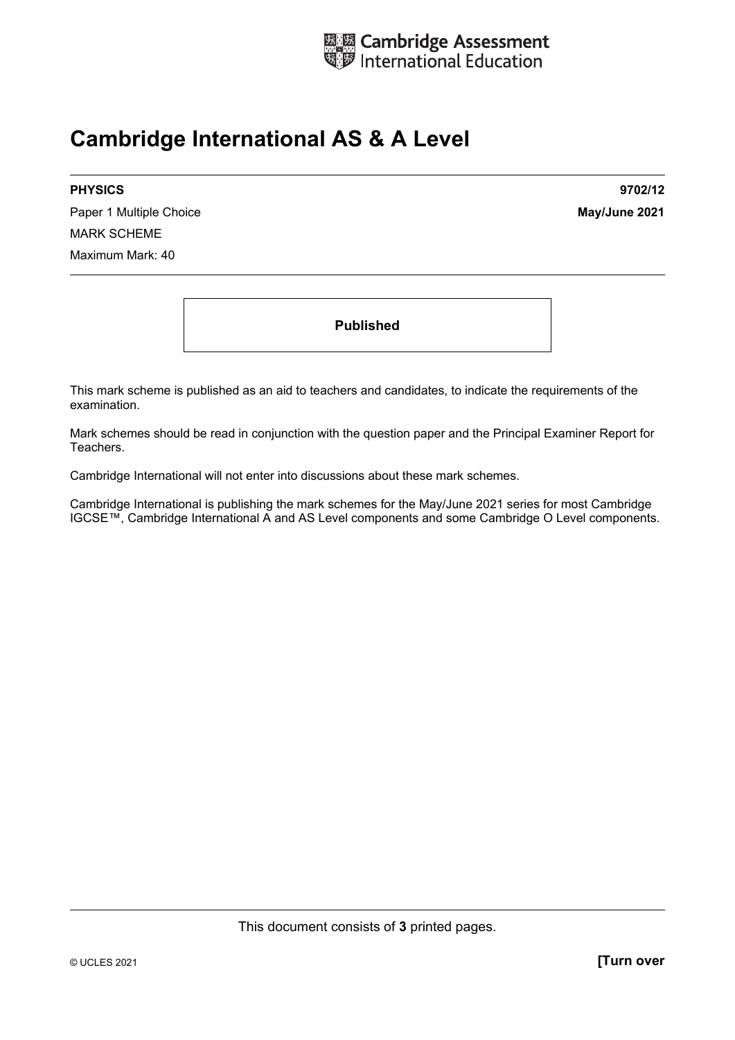Cambridge Assessment International Education

# Cambridge International AS & A Level

**PHYSICS** **9702/12**

Paper 1 Multiple Choice **May/June 2021**

MARK SCHEME

Maximum Mark: 40

**Published**

This mark scheme is published as an aid to teachers and candidates, to indicate the requirements of the examination.

Mark schemes should be read in conjunction with the question paper and the Principal Examiner Report for Teachers.

Cambridge International will not enter into discussions about these mark schemes.

Cambridge International is publishing the mark schemes for the May/June 2021 series for most Cambridge IGCSE™, Cambridge International A and AS Level components and some Cambridge O Level components.

This document consists of **3** printed pages.

© UCLES 2021 **[Turn over**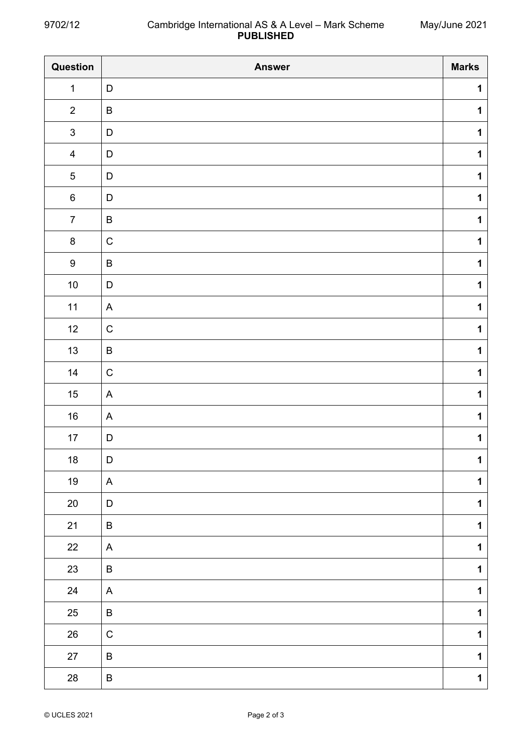| Question | Answer | Marks |
|---|---|---|
| 1 | D | 1 |
| 2 | B | 1 |
| 3 | D | 1 |
| 4 | D | 1 |
| 5 | D | 1 |
| 6 | D | 1 |
| 7 | B | 1 |
| 8 | C | 1 |
| 9 | B | 1 |
| 10 | D | 1 |
| 11 | A | 1 |
| 12 | C | 1 |
| 13 | B | 1 |
| 14 | C | 1 |
| 15 | A | 1 |
| 16 | A | 1 |
| 17 | D | 1 |
| 18 | D | 1 |
| 19 | A | 1 |
| 20 | D | 1 |
| 21 | B | 1 |
| 22 | A | 1 |
| 23 | B | 1 |
| 24 | A | 1 |
| 25 | B | 1 |
| 26 | C | 1 |
| 27 | B | 1 |
| 28 | B | 1 |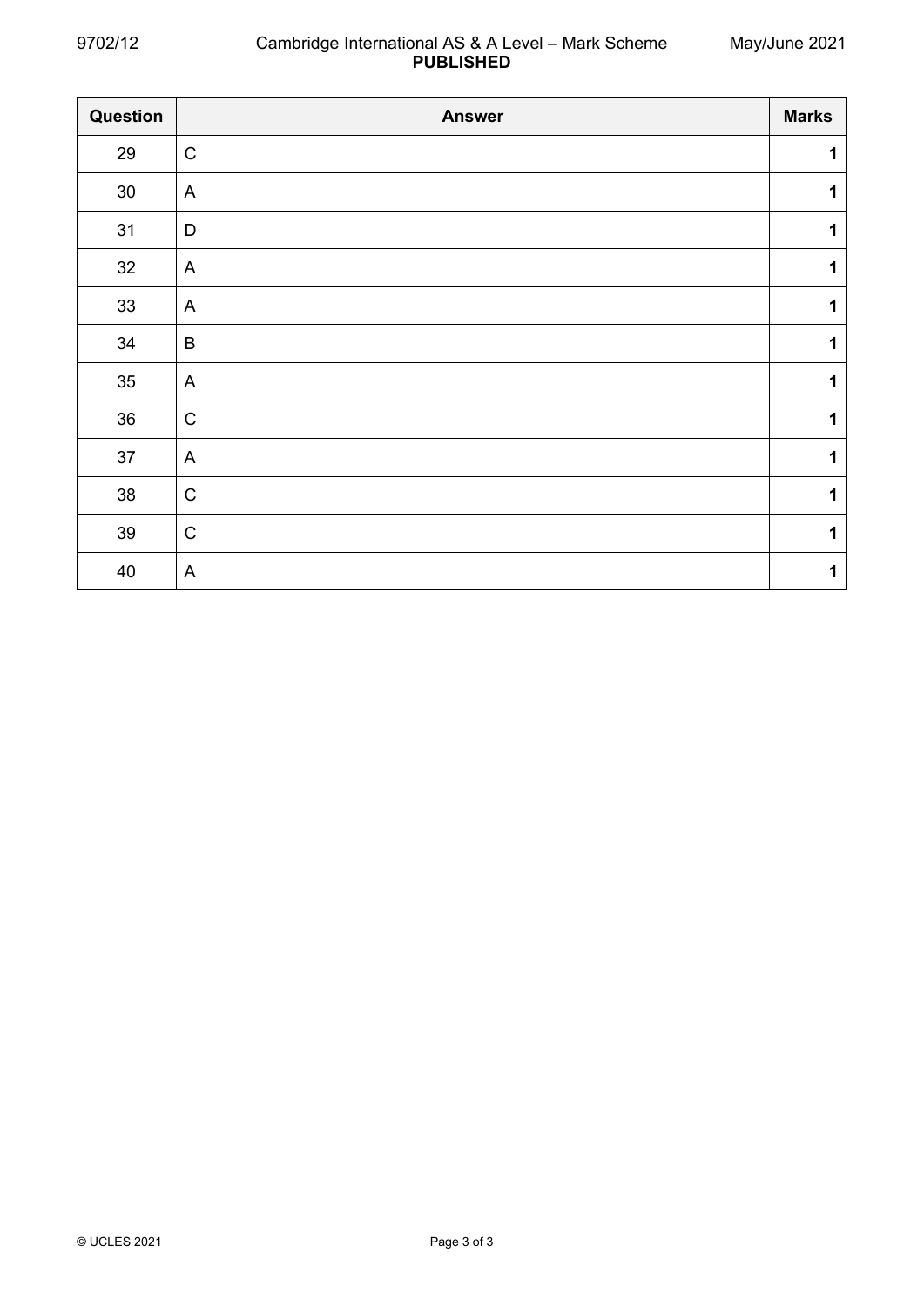| Question | Answer | Marks |
|---|---|---|
| 29 | C | **1** |
| 30 | A | **1** |
| 31 | D | **1** |
| 32 | A | **1** |
| 33 | A | **1** |
| 34 | B | **1** |
| 35 | A | **1** |
| 36 | C | **1** |
| 37 | A | **1** |
| 38 | C | **1** |
| 39 | C | **1** |
| 40 | A | **1** |